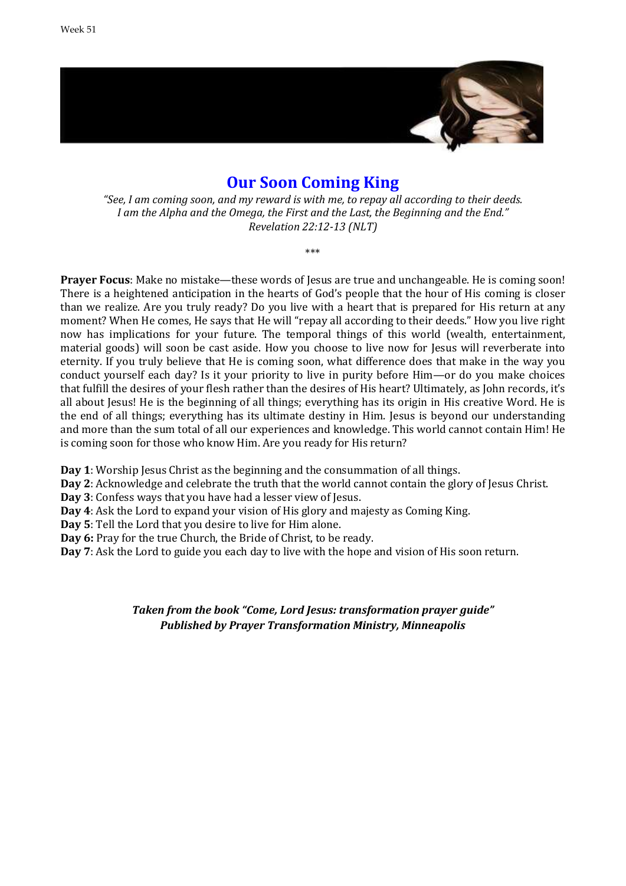# Our Soon Coming King

*"See, I am coming soon, and my reward is with me, to repay all according to their deeds.*
*I am the Alpha and the Omega, the First and the Last, the Beginning and the End."*
*Revelation 22:12-13 (NLT)*

\*\*\*

**Prayer Focus**: Make no mistake—these words of Jesus are true and unchangeable. He is coming soon! There is a heightened anticipation in the hearts of God's people that the hour of His coming is closer than we realize. Are you truly ready? Do you live with a heart that is prepared for His return at any moment? When He comes, He says that He will "repay all according to their deeds." How you live right now has implications for your future. The temporal things of this world (wealth, entertainment, material goods) will soon be cast aside. How you choose to live now for Jesus will reverberate into eternity. If you truly believe that He is coming soon, what difference does that make in the way you conduct yourself each day? Is it your priority to live in purity before Him—or do you make choices that fulfill the desires of your flesh rather than the desires of His heart? Ultimately, as John records, it's all about Jesus! He is the beginning of all things; everything has its origin in His creative Word. He is the end of all things; everything has its ultimate destiny in Him. Jesus is beyond our understanding and more than the sum total of all our experiences and knowledge. This world cannot contain Him! He is coming soon for those who know Him. Are you ready for His return?

**Day 1**: Worship Jesus Christ as the beginning and the consummation of all things.
**Day 2**: Acknowledge and celebrate the truth that the world cannot contain the glory of Jesus Christ.
**Day 3**: Confess ways that you have had a lesser view of Jesus.
**Day 4**: Ask the Lord to expand your vision of His glory and majesty as Coming King.
**Day 5**: Tell the Lord that you desire to live for Him alone.
**Day 6:** Pray for the true Church, the Bride of Christ, to be ready.
**Day 7**: Ask the Lord to guide you each day to live with the hope and vision of His soon return.

***Taken from the book "Come, Lord Jesus: transformation prayer guide"***
***Published by Prayer Transformation Ministry, Minneapolis***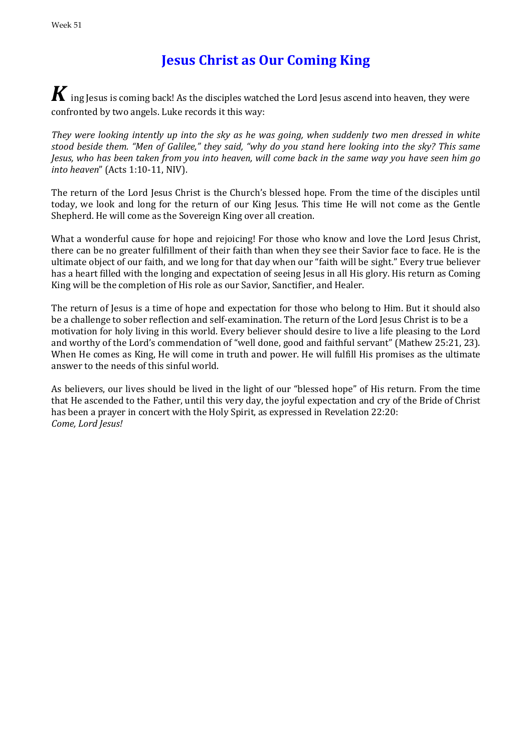# Jesus Christ as Our Coming King

***K*** ing Jesus is coming back! As the disciples watched the Lord Jesus ascend into heaven, they were confronted by two angels. Luke records it this way:

*They were looking intently up into the sky as he was going, when suddenly two men dressed in white stood beside them. "Men of Galilee," they said, "why do you stand here looking into the sky? This same Jesus, who has been taken from you into heaven, will come back in the same way you have seen him go into heaven*" (Acts 1:10-11, NIV).

The return of the Lord Jesus Christ is the Church's blessed hope. From the time of the disciples until today, we look and long for the return of our King Jesus. This time He will not come as the Gentle Shepherd. He will come as the Sovereign King over all creation.

What a wonderful cause for hope and rejoicing! For those who know and love the Lord Jesus Christ, there can be no greater fulfillment of their faith than when they see their Savior face to face. He is the ultimate object of our faith, and we long for that day when our "faith will be sight." Every true believer has a heart filled with the longing and expectation of seeing Jesus in all His glory. His return as Coming King will be the completion of His role as our Savior, Sanctifier, and Healer.

The return of Jesus is a time of hope and expectation for those who belong to Him. But it should also be a challenge to sober reflection and self-examination. The return of the Lord Jesus Christ is to be a motivation for holy living in this world. Every believer should desire to live a life pleasing to the Lord and worthy of the Lord's commendation of "well done, good and faithful servant" (Mathew 25:21, 23). When He comes as King, He will come in truth and power. He will fulfill His promises as the ultimate answer to the needs of this sinful world.

As believers, our lives should be lived in the light of our "blessed hope" of His return. From the time that He ascended to the Father, until this very day, the joyful expectation and cry of the Bride of Christ has been a prayer in concert with the Holy Spirit, as expressed in Revelation 22:20:
*Come, Lord Jesus!*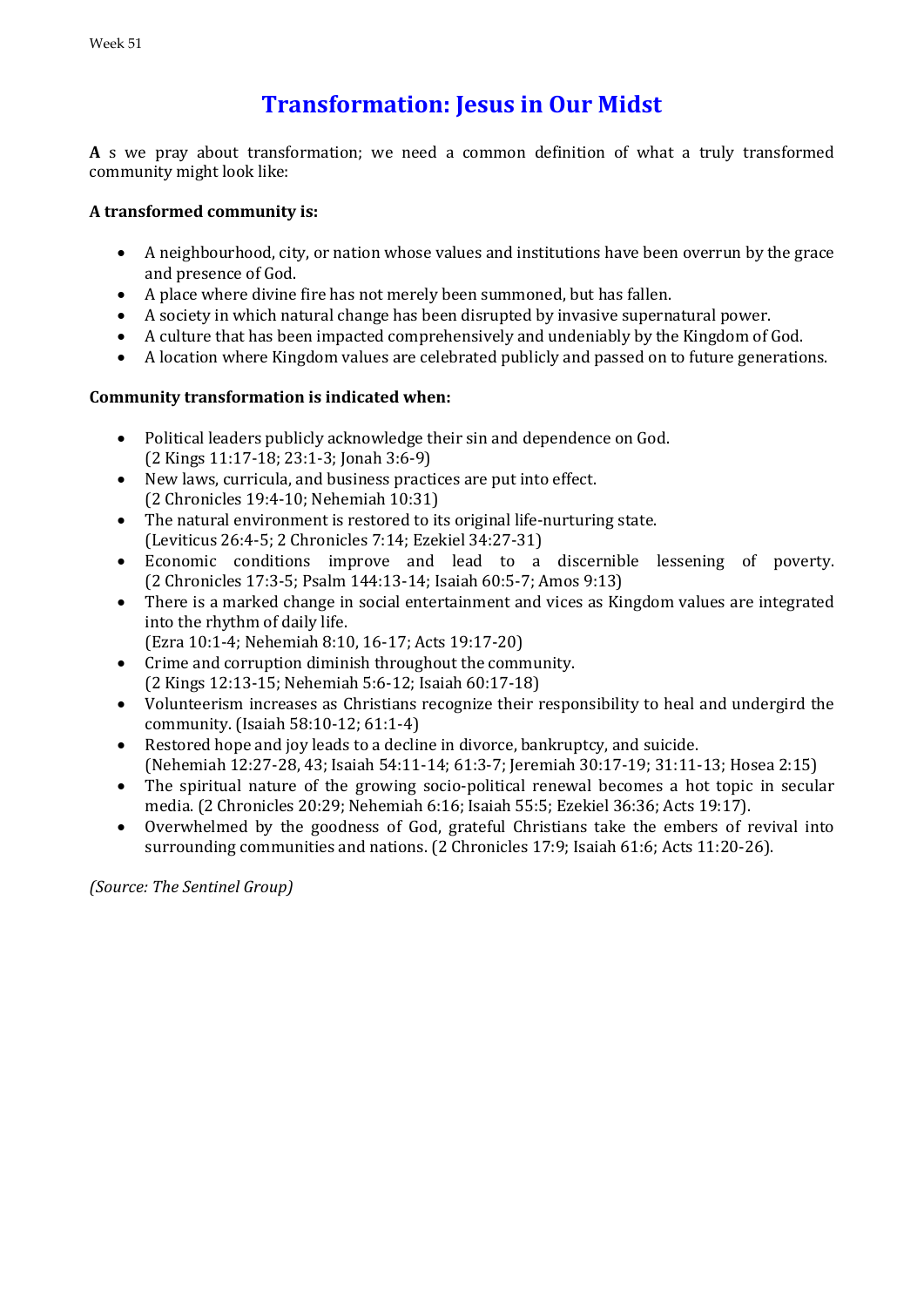# Transformation: Jesus in Our Midst

**A** s we pray about transformation; we need a common definition of what a truly transformed community might look like:

**A transformed community is:**

- A neighbourhood, city, or nation whose values and institutions have been overrun by the grace and presence of God.
- A place where divine fire has not merely been summoned, but has fallen.
- A society in which natural change has been disrupted by invasive supernatural power.
- A culture that has been impacted comprehensively and undeniably by the Kingdom of God.
- A location where Kingdom values are celebrated publicly and passed on to future generations.

**Community transformation is indicated when:**

- Political leaders publicly acknowledge their sin and dependence on God. (2 Kings 11:17-18; 23:1-3; Jonah 3:6-9)
- New laws, curricula, and business practices are put into effect. (2 Chronicles 19:4-10; Nehemiah 10:31)
- The natural environment is restored to its original life-nurturing state. (Leviticus 26:4-5; 2 Chronicles 7:14; Ezekiel 34:27-31)
- Economic conditions improve and lead to a discernible lessening of poverty. (2 Chronicles 17:3-5; Psalm 144:13-14; Isaiah 60:5-7; Amos 9:13)
- There is a marked change in social entertainment and vices as Kingdom values are integrated into the rhythm of daily life. (Ezra 10:1-4; Nehemiah 8:10, 16-17; Acts 19:17-20)
- Crime and corruption diminish throughout the community. (2 Kings 12:13-15; Nehemiah 5:6-12; Isaiah 60:17-18)
- Volunteerism increases as Christians recognize their responsibility to heal and undergird the community. (Isaiah 58:10-12; 61:1-4)
- Restored hope and joy leads to a decline in divorce, bankruptcy, and suicide. (Nehemiah 12:27-28, 43; Isaiah 54:11-14; 61:3-7; Jeremiah 30:17-19; 31:11-13; Hosea 2:15)
- The spiritual nature of the growing socio-political renewal becomes a hot topic in secular media. (2 Chronicles 20:29; Nehemiah 6:16; Isaiah 55:5; Ezekiel 36:36; Acts 19:17).
- Overwhelmed by the goodness of God, grateful Christians take the embers of revival into surrounding communities and nations. (2 Chronicles 17:9; Isaiah 61:6; Acts 11:20-26).

*(Source: The Sentinel Group)*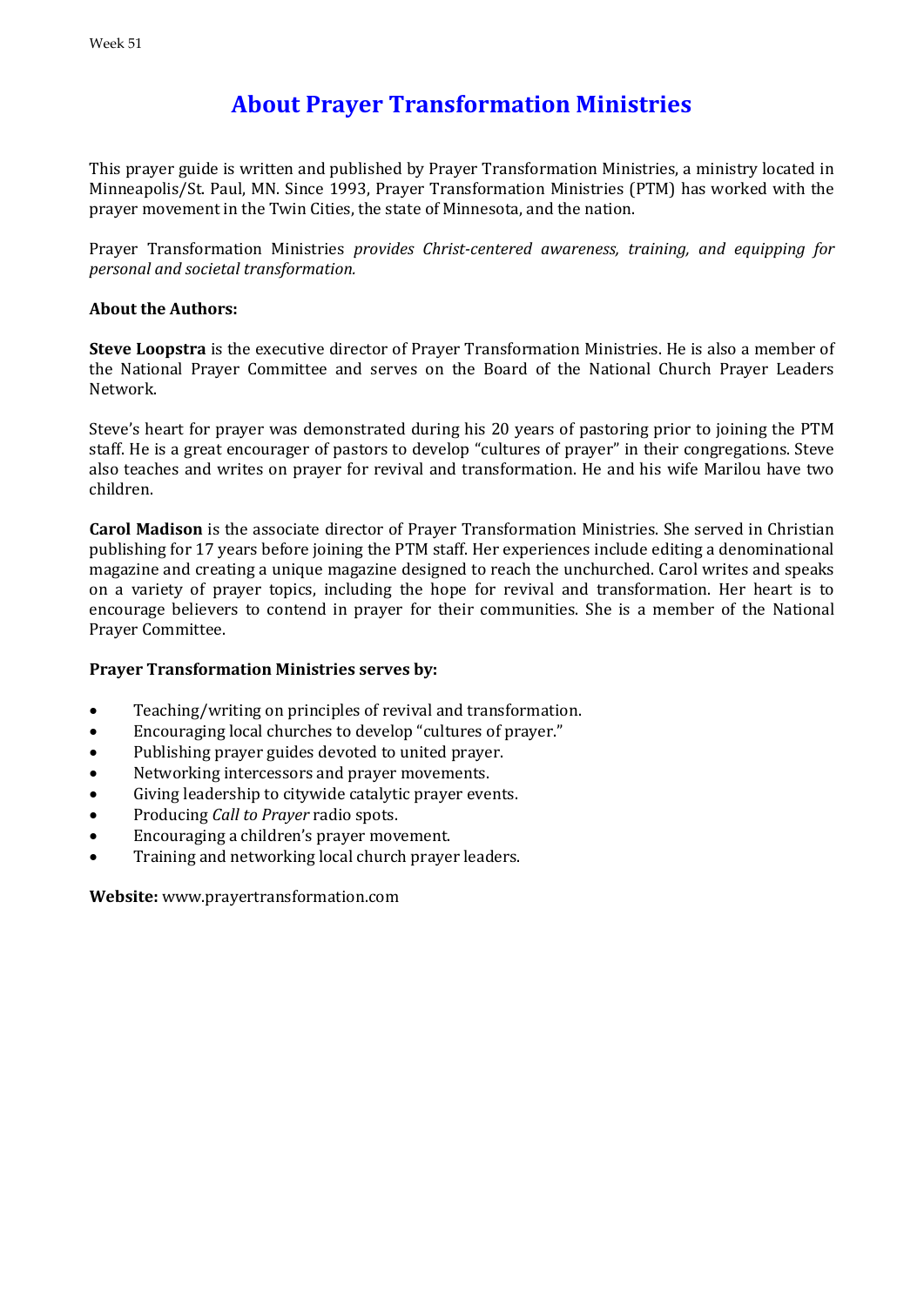# About Prayer Transformation Ministries

This prayer guide is written and published by Prayer Transformation Ministries, a ministry located in Minneapolis/St. Paul, MN. Since 1993, Prayer Transformation Ministries (PTM) has worked with the prayer movement in the Twin Cities, the state of Minnesota, and the nation.

Prayer Transformation Ministries *provides Christ-centered awareness, training, and equipping for personal and societal transformation.*

**About the Authors:**

**Steve Loopstra** is the executive director of Prayer Transformation Ministries. He is also a member of the National Prayer Committee and serves on the Board of the National Church Prayer Leaders Network.

Steve's heart for prayer was demonstrated during his 20 years of pastoring prior to joining the PTM staff. He is a great encourager of pastors to develop "cultures of prayer" in their congregations. Steve also teaches and writes on prayer for revival and transformation. He and his wife Marilou have two children.

**Carol Madison** is the associate director of Prayer Transformation Ministries. She served in Christian publishing for 17 years before joining the PTM staff. Her experiences include editing a denominational magazine and creating a unique magazine designed to reach the unchurched. Carol writes and speaks on a variety of prayer topics, including the hope for revival and transformation. Her heart is to encourage believers to contend in prayer for their communities. She is a member of the National Prayer Committee.

**Prayer Transformation Ministries serves by:**

- Teaching/writing on principles of revival and transformation.
- Encouraging local churches to develop "cultures of prayer."
- Publishing prayer guides devoted to united prayer.
- Networking intercessors and prayer movements.
- Giving leadership to citywide catalytic prayer events.
- Producing *Call to Prayer* radio spots.
- Encouraging a children's prayer movement.
- Training and networking local church prayer leaders.

**Website:** www.prayertransformation.com